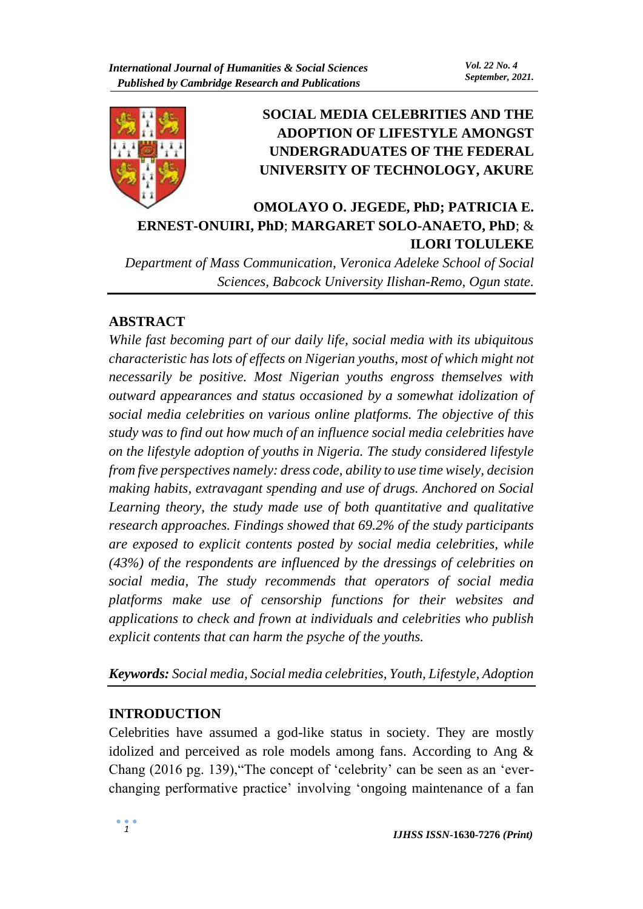# SOCIAL MEDIA CELEBRITIES AND THE ADOPTION OF LIFESTYLE AMONGST UNDERGRADUATES OF THE FEDERAL UNIVERSITY OF TECHNOLOGY, AKURE

**OMOLAYO O. JEGEDE, PhD; PATRICIA E. ERNEST-ONUIRI, PhD; MARGARET SOLO-ANAETO, PhD; & ILORI TOLULEKE**

*Department of Mass Communication, Veronica Adeleke School of Social Sciences, Babcock University Ilishan-Remo, Ogun state.*

## ABSTRACT

*While fast becoming part of our daily life, social media with its ubiquitous characteristic has lots of effects on Nigerian youths, most of which might not necessarily be positive. Most Nigerian youths engross themselves with outward appearances and status occasioned by a somewhat idolization of social media celebrities on various online platforms. The objective of this study was to find out how much of an influence social media celebrities have on the lifestyle adoption of youths in Nigeria. The study considered lifestyle from five perspectives namely: dress code, ability to use time wisely, decision making habits, extravagant spending and use of drugs. Anchored on Social Learning theory, the study made use of both quantitative and qualitative research approaches. Findings showed that 69.2% of the study participants are exposed to explicit contents posted by social media celebrities, while (43%) of the respondents are influenced by the dressings of celebrities on social media, The study recommends that operators of social media platforms make use of censorship functions for their websites and applications to check and frown at individuals and celebrities who publish explicit contents that can harm the psyche of the youths.*

***Keywords:*** *Social media, Social media celebrities, Youth, Lifestyle, Adoption*

## INTRODUCTION

Celebrities have assumed a god-like status in society. They are mostly idolized and perceived as role models among fans. According to Ang & Chang (2016 pg. 139),"The concept of 'celebrity' can be seen as an 'ever-changing performative practice' involving 'ongoing maintenance of a fan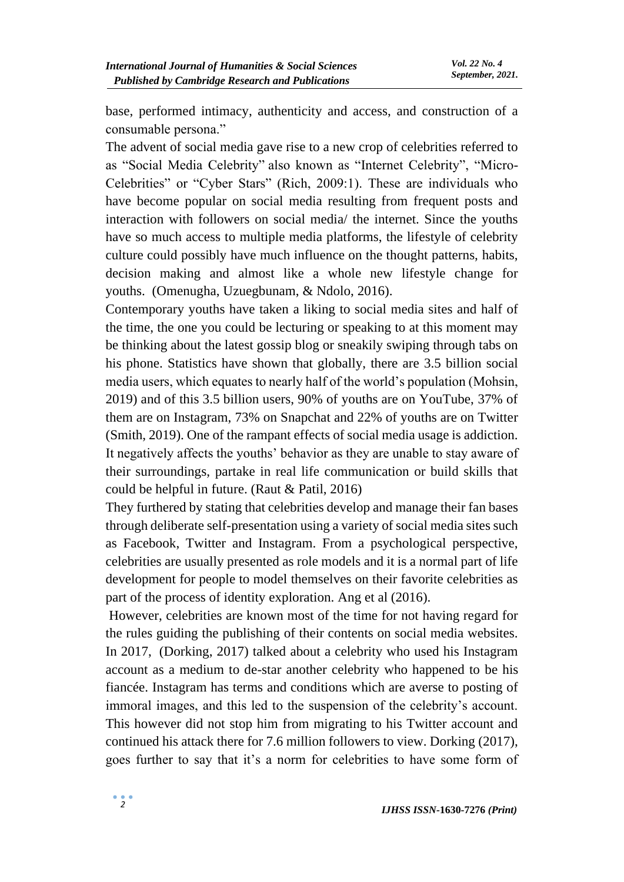base, performed intimacy, authenticity and access, and construction of a consumable persona."

The advent of social media gave rise to a new crop of celebrities referred to as "Social Media Celebrity" also known as "Internet Celebrity", "Micro-Celebrities" or "Cyber Stars" (Rich, 2009:1). These are individuals who have become popular on social media resulting from frequent posts and interaction with followers on social media/ the internet. Since the youths have so much access to multiple media platforms, the lifestyle of celebrity culture could possibly have much influence on the thought patterns, habits, decision making and almost like a whole new lifestyle change for youths. (Omenugha, Uzuegbunam, & Ndolo, 2016).

Contemporary youths have taken a liking to social media sites and half of the time, the one you could be lecturing or speaking to at this moment may be thinking about the latest gossip blog or sneakily swiping through tabs on his phone. Statistics have shown that globally, there are 3.5 billion social media users, which equates to nearly half of the world's population (Mohsin, 2019) and of this 3.5 billion users, 90% of youths are on YouTube, 37% of them are on Instagram, 73% on Snapchat and 22% of youths are on Twitter (Smith, 2019). One of the rampant effects of social media usage is addiction. It negatively affects the youths' behavior as they are unable to stay aware of their surroundings, partake in real life communication or build skills that could be helpful in future. (Raut & Patil, 2016)

They furthered by stating that celebrities develop and manage their fan bases through deliberate self-presentation using a variety of social media sites such as Facebook, Twitter and Instagram. From a psychological perspective, celebrities are usually presented as role models and it is a normal part of life development for people to model themselves on their favorite celebrities as part of the process of identity exploration. Ang et al (2016).

However, celebrities are known most of the time for not having regard for the rules guiding the publishing of their contents on social media websites. In 2017, (Dorking, 2017) talked about a celebrity who used his Instagram account as a medium to de-star another celebrity who happened to be his fiancée. Instagram has terms and conditions which are averse to posting of immoral images, and this led to the suspension of the celebrity's account. This however did not stop him from migrating to his Twitter account and continued his attack there for 7.6 million followers to view. Dorking (2017), goes further to say that it's a norm for celebrities to have some form of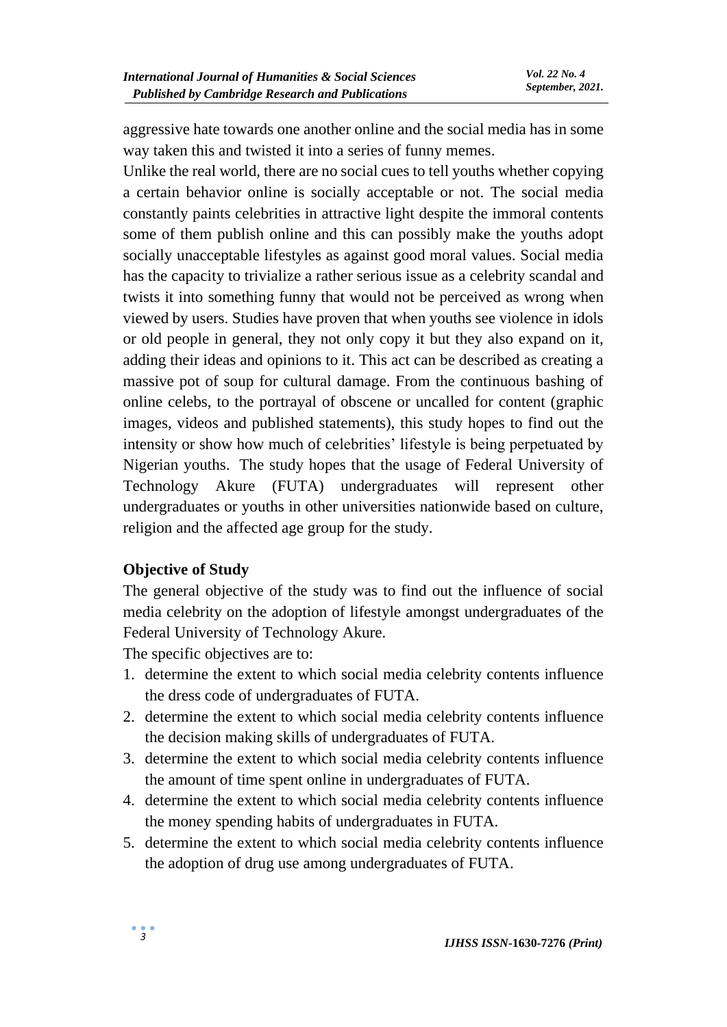aggressive hate towards one another online and the social media has in some way taken this and twisted it into a series of funny memes.

Unlike the real world, there are no social cues to tell youths whether copying a certain behavior online is socially acceptable or not. The social media constantly paints celebrities in attractive light despite the immoral contents some of them publish online and this can possibly make the youths adopt socially unacceptable lifestyles as against good moral values. Social media has the capacity to trivialize a rather serious issue as a celebrity scandal and twists it into something funny that would not be perceived as wrong when viewed by users. Studies have proven that when youths see violence in idols or old people in general, they not only copy it but they also expand on it, adding their ideas and opinions to it. This act can be described as creating a massive pot of soup for cultural damage. From the continuous bashing of online celebs, to the portrayal of obscene or uncalled for content (graphic images, videos and published statements), this study hopes to find out the intensity or show how much of celebrities' lifestyle is being perpetuated by Nigerian youths. The study hopes that the usage of Federal University of Technology Akure (FUTA) undergraduates will represent other undergraduates or youths in other universities nationwide based on culture, religion and the affected age group for the study.

## Objective of Study

The general objective of the study was to find out the influence of social media celebrity on the adoption of lifestyle amongst undergraduates of the Federal University of Technology Akure.

The specific objectives are to:

1. determine the extent to which social media celebrity contents influence the dress code of undergraduates of FUTA.
2. determine the extent to which social media celebrity contents influence the decision making skills of undergraduates of FUTA.
3. determine the extent to which social media celebrity contents influence the amount of time spent online in undergraduates of FUTA.
4. determine the extent to which social media celebrity contents influence the money spending habits of undergraduates in FUTA.
5. determine the extent to which social media celebrity contents influence the adoption of drug use among undergraduates of FUTA.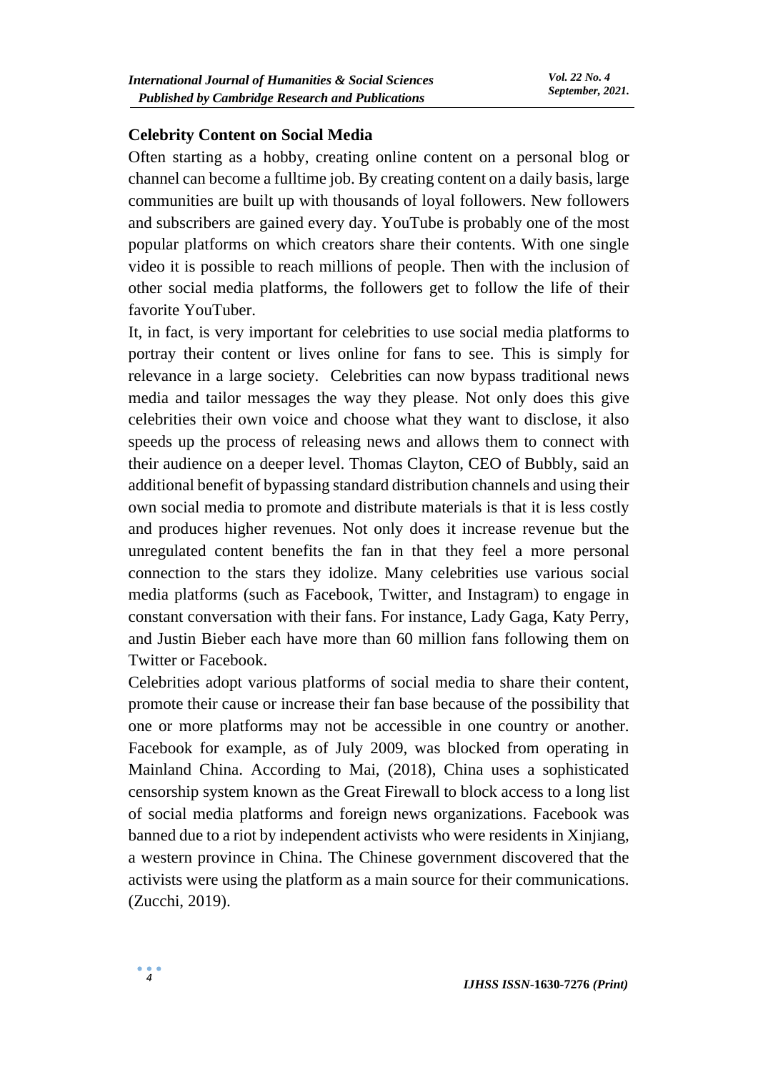**Celebrity Content on Social Media**

Often starting as a hobby, creating online content on a personal blog or channel can become a fulltime job. By creating content on a daily basis, large communities are built up with thousands of loyal followers. New followers and subscribers are gained every day. YouTube is probably one of the most popular platforms on which creators share their contents. With one single video it is possible to reach millions of people. Then with the inclusion of other social media platforms, the followers get to follow the life of their favorite YouTuber.

It, in fact, is very important for celebrities to use social media platforms to portray their content or lives online for fans to see. This is simply for relevance in a large society. Celebrities can now bypass traditional news media and tailor messages the way they please. Not only does this give celebrities their own voice and choose what they want to disclose, it also speeds up the process of releasing news and allows them to connect with their audience on a deeper level. Thomas Clayton, CEO of Bubbly, said an additional benefit of bypassing standard distribution channels and using their own social media to promote and distribute materials is that it is less costly and produces higher revenues. Not only does it increase revenue but the unregulated content benefits the fan in that they feel a more personal connection to the stars they idolize. Many celebrities use various social media platforms (such as Facebook, Twitter, and Instagram) to engage in constant conversation with their fans. For instance, Lady Gaga, Katy Perry, and Justin Bieber each have more than 60 million fans following them on Twitter or Facebook.

Celebrities adopt various platforms of social media to share their content, promote their cause or increase their fan base because of the possibility that one or more platforms may not be accessible in one country or another. Facebook for example, as of July 2009, was blocked from operating in Mainland China. According to Mai, (2018), China uses a sophisticated censorship system known as the Great Firewall to block access to a long list of social media platforms and foreign news organizations. Facebook was banned due to a riot by independent activists who were residents in Xinjiang, a western province in China. The Chinese government discovered that the activists were using the platform as a main source for their communications. (Zucchi, 2019).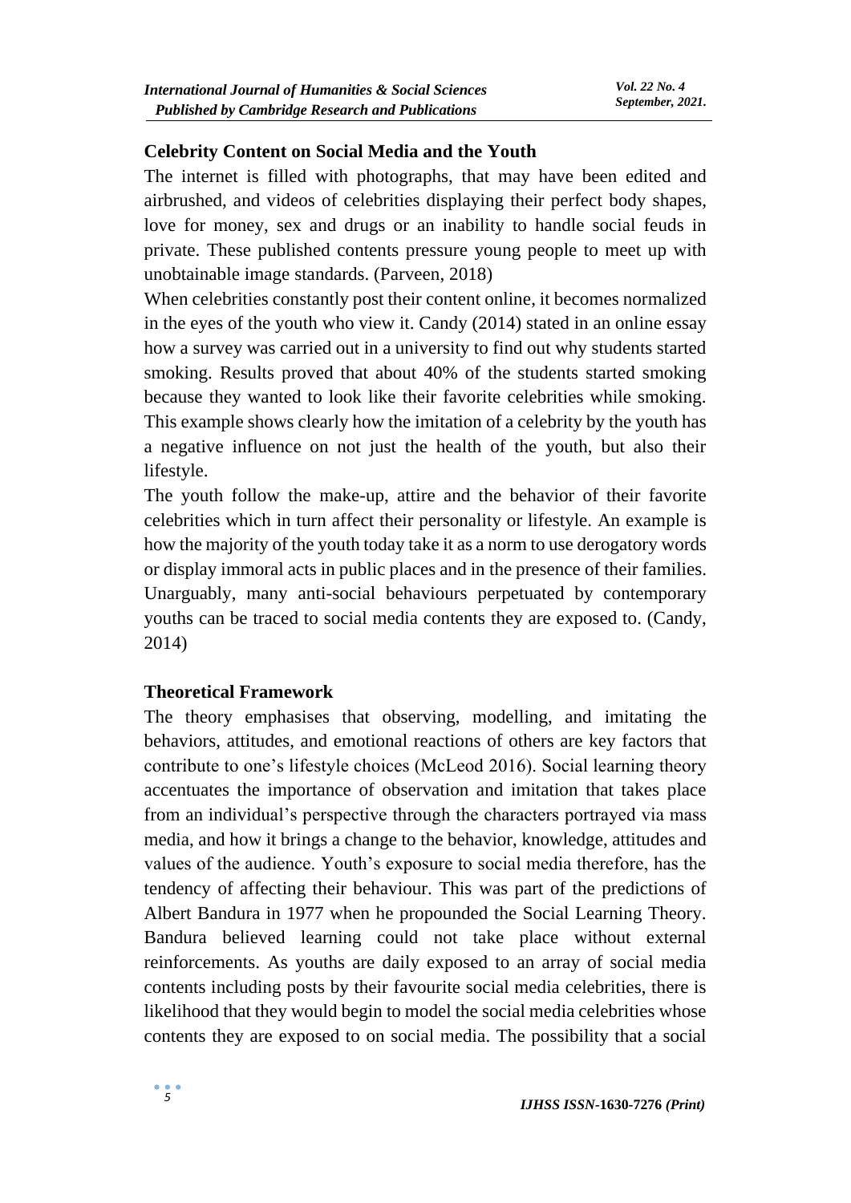## Celebrity Content on Social Media and the Youth

The internet is filled with photographs, that may have been edited and airbrushed, and videos of celebrities displaying their perfect body shapes, love for money, sex and drugs or an inability to handle social feuds in private. These published contents pressure young people to meet up with unobtainable image standards. (Parveen, 2018)

When celebrities constantly post their content online, it becomes normalized in the eyes of the youth who view it. Candy (2014) stated in an online essay how a survey was carried out in a university to find out why students started smoking. Results proved that about 40% of the students started smoking because they wanted to look like their favorite celebrities while smoking. This example shows clearly how the imitation of a celebrity by the youth has a negative influence on not just the health of the youth, but also their lifestyle.

The youth follow the make-up, attire and the behavior of their favorite celebrities which in turn affect their personality or lifestyle. An example is how the majority of the youth today take it as a norm to use derogatory words or display immoral acts in public places and in the presence of their families. Unarguably, many anti-social behaviours perpetuated by contemporary youths can be traced to social media contents they are exposed to. (Candy, 2014)

## Theoretical Framework

The theory emphasises that observing, modelling, and imitating the behaviors, attitudes, and emotional reactions of others are key factors that contribute to one's lifestyle choices (McLeod 2016). Social learning theory accentuates the importance of observation and imitation that takes place from an individual's perspective through the characters portrayed via mass media, and how it brings a change to the behavior, knowledge, attitudes and values of the audience. Youth's exposure to social media therefore, has the tendency of affecting their behaviour. This was part of the predictions of Albert Bandura in 1977 when he propounded the Social Learning Theory. Bandura believed learning could not take place without external reinforcements. As youths are daily exposed to an array of social media contents including posts by their favourite social media celebrities, there is likelihood that they would begin to model the social media celebrities whose contents they are exposed to on social media. The possibility that a social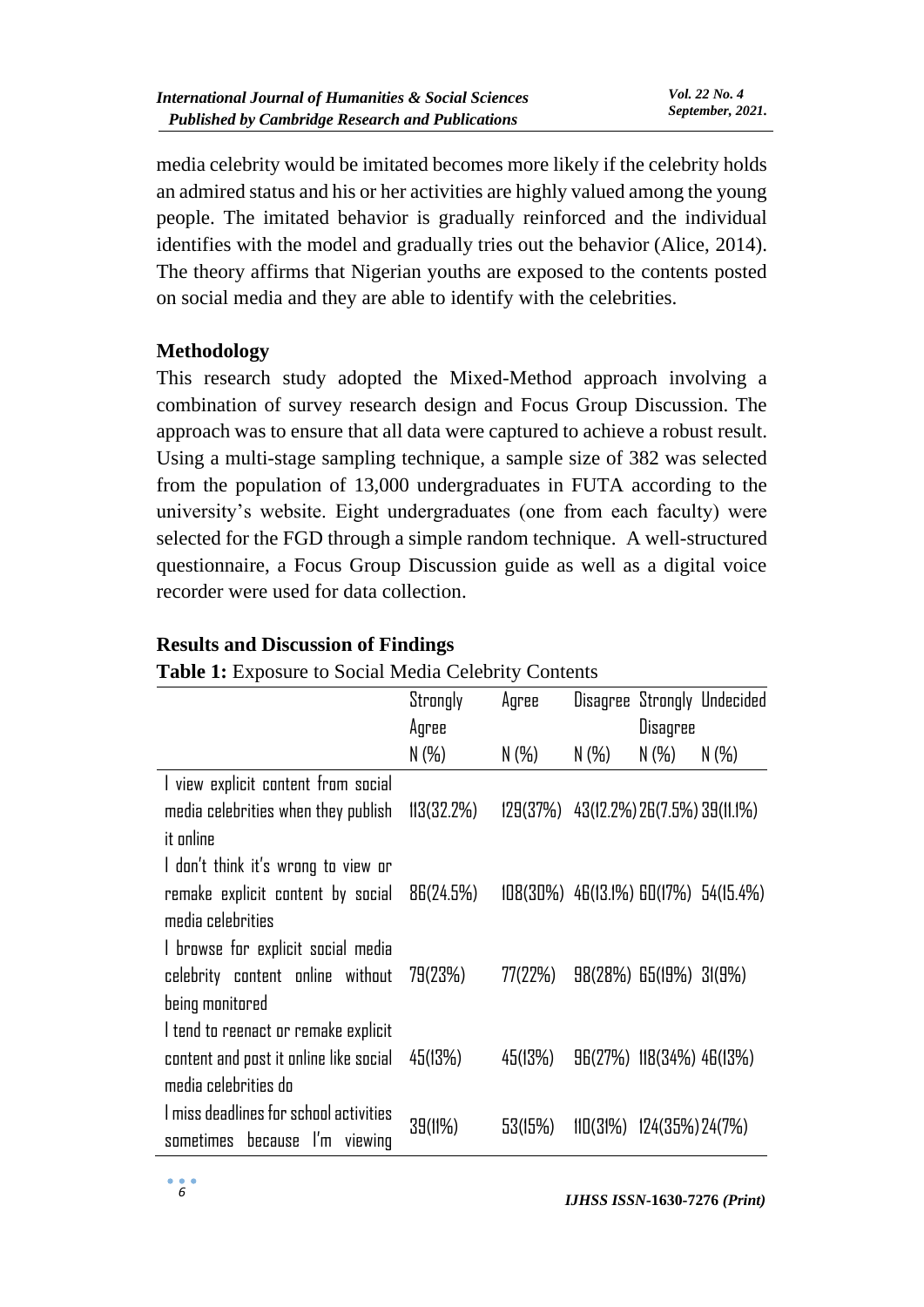media celebrity would be imitated becomes more likely if the celebrity holds an admired status and his or her activities are highly valued among the young people. The imitated behavior is gradually reinforced and the individual identifies with the model and gradually tries out the behavior (Alice, 2014). The theory affirms that Nigerian youths are exposed to the contents posted on social media and they are able to identify with the celebrities.

## Methodology

This research study adopted the Mixed-Method approach involving a combination of survey research design and Focus Group Discussion. The approach was to ensure that all data were captured to achieve a robust result. Using a multi-stage sampling technique, a sample size of 382 was selected from the population of 13,000 undergraduates in FUTA according to the university's website. Eight undergraduates (one from each faculty) were selected for the FGD through a simple random technique. A well-structured questionnaire, a Focus Group Discussion guide as well as a digital voice recorder were used for data collection.

## Results and Discussion of Findings

**Table 1:** Exposure to Social Media Celebrity Contents

| | Strongly Agree | Agree | Disagree | Strongly Disagree | Undecided |
|---|---|---|---|---|---|
| | N (%) | N (%) | N (%) | N (%) | N (%) |
| I view explicit content from social media celebrities when they publish it online | 113(32.2%) | 129(37%) | 43(12.2%) | 26(7.5%) | 39(11.1%) |
| I don't think it's wrong to view or remake explicit content by social media celebrities | 86(24.5%) | 108(30%) | 46(13.1%) | 60(17%) | 54(15.4%) |
| I browse for explicit social media celebrity content online without being monitored | 79(23%) | 77(22%) | 98(28%) | 65(19%) | 31(9%) |
| I tend to reenact or remake explicit content and post it online like social media celebrities do | 45(13%) | 45(13%) | 96(27%) | 118(34%) | 46(13%) |
| I miss deadlines for school activities sometimes because I'm viewing | 39(11%) | 53(15%) | 110(31%) | 124(35%) | 24(7%) |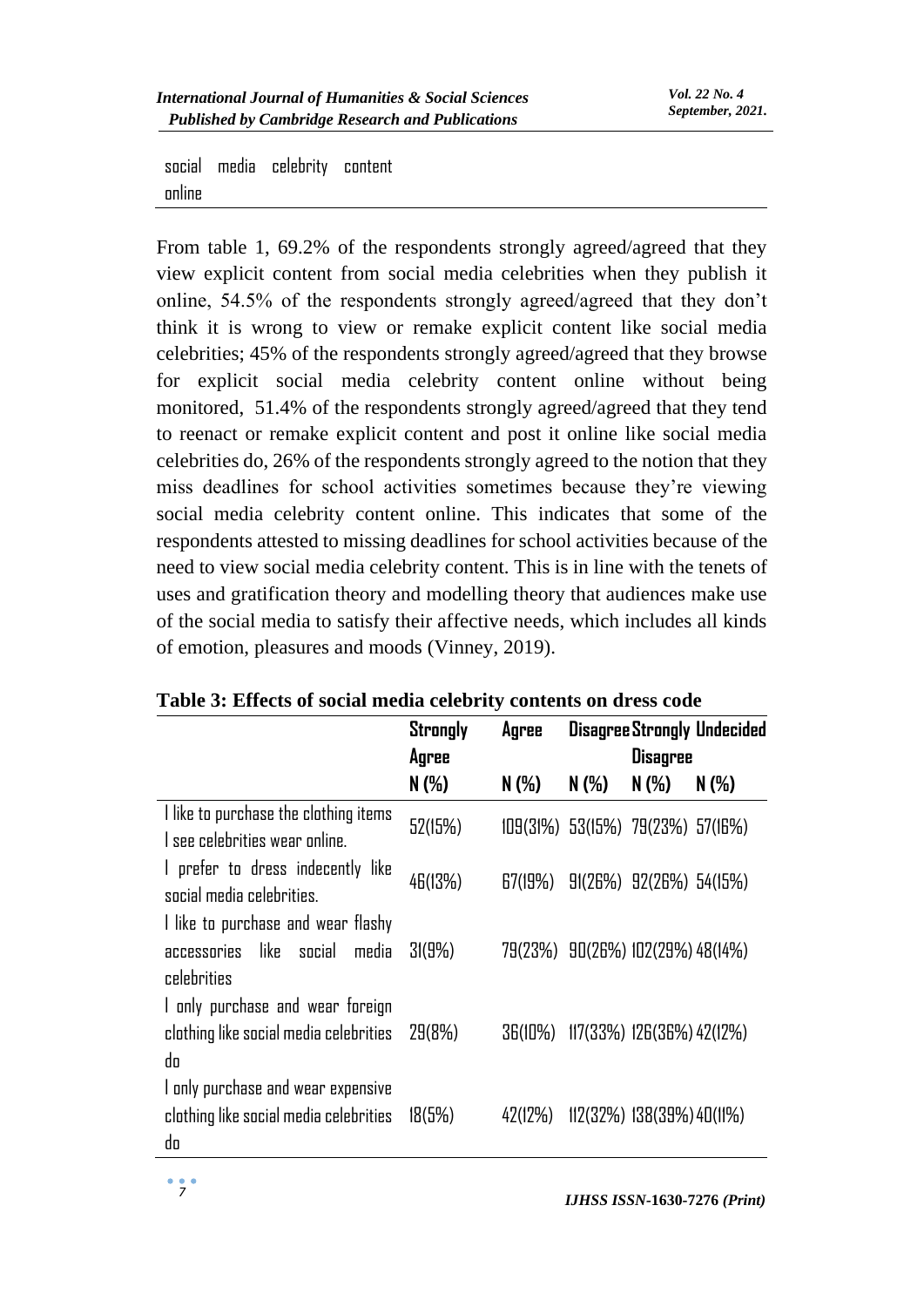| social media celebrity content online | | | | | |
|---|---|---|---|---|---|

From table 1, 69.2% of the respondents strongly agreed/agreed that they view explicit content from social media celebrities when they publish it online, 54.5% of the respondents strongly agreed/agreed that they don't think it is wrong to view or remake explicit content like social media celebrities; 45% of the respondents strongly agreed/agreed that they browse for explicit social media celebrity content online without being monitored, 51.4% of the respondents strongly agreed/agreed that they tend to reenact or remake explicit content and post it online like social media celebrities do, 26% of the respondents strongly agreed to the notion that they miss deadlines for school activities sometimes because they're viewing social media celebrity content online. This indicates that some of the respondents attested to missing deadlines for school activities because of the need to view social media celebrity content. This is in line with the tenets of uses and gratification theory and modelling theory that audiences make use of the social media to satisfy their affective needs, which includes all kinds of emotion, pleasures and moods (Vinney, 2019).

**Table 3: Effects of social media celebrity contents on dress code**

| | Strongly Agree | Agree | Disagree | Strongly Disagree | Undecided |
|---|---|---|---|---|---|
| | N (%) | N (%) | N (%) | N (%) | N (%) |
| I like to purchase the clothing items I see celebrities wear online. | 52(15%) | 109(31%) | 53(15%) | 79(23%) | 57(16%) |
| I prefer to dress indecently like social media celebrities. | 46(13%) | 67(19%) | 91(26%) | 92(26%) | 54(15%) |
| I like to purchase and wear flashy accessories like social media celebrities | 31(9%) | 79(23%) | 90(26%) | 102(29%) | 48(14%) |
| I only purchase and wear foreign clothing like social media celebrities do | 29(8%) | 36(10%) | 117(33%) | 126(36%) | 42(12%) |
| I only purchase and wear expensive clothing like social media celebrities do | 18(5%) | 42(12%) | 112(32%) | 138(39%) | 40(11%) |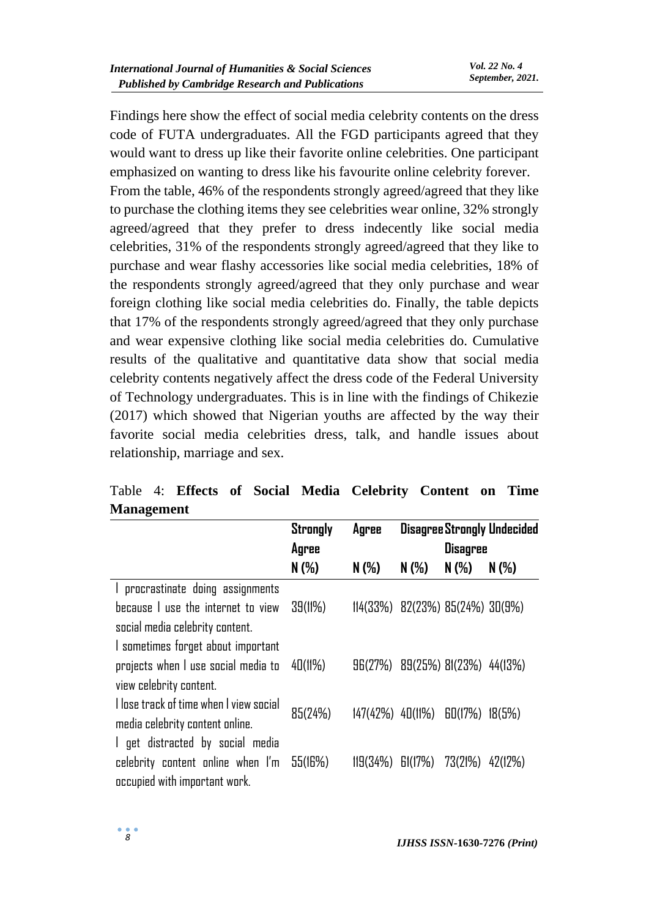Findings here show the effect of social media celebrity contents on the dress code of FUTA undergraduates. All the FGD participants agreed that they would want to dress up like their favorite online celebrities. One participant emphasized on wanting to dress like his favourite online celebrity forever. From the table, 46% of the respondents strongly agreed/agreed that they like to purchase the clothing items they see celebrities wear online, 32% strongly agreed/agreed that they prefer to dress indecently like social media celebrities, 31% of the respondents strongly agreed/agreed that they like to purchase and wear flashy accessories like social media celebrities, 18% of the respondents strongly agreed/agreed that they only purchase and wear foreign clothing like social media celebrities do. Finally, the table depicts that 17% of the respondents strongly agreed/agreed that they only purchase and wear expensive clothing like social media celebrities do. Cumulative results of the qualitative and quantitative data show that social media celebrity contents negatively affect the dress code of the Federal University of Technology undergraduates. This is in line with the findings of Chikezie (2017) which showed that Nigerian youths are affected by the way their favorite social media celebrities dress, talk, and handle issues about relationship, marriage and sex.

Table 4: **Effects of Social Media Celebrity Content on Time Management**

| | Strongly Agree | Agree | Disagree | Strongly Disagree | Undecided |
|---|---|---|---|---|---|
| | N (%) | N (%) | N (%) | N (%) | N (%) |
| I procrastinate doing assignments because I use the internet to view social media celebrity content. | 39(11%) | 114(33%) | 82(23%) | 85(24%) | 30(9%) |
| I sometimes forget about important projects when I use social media to view celebrity content. | 40(11%) | 96(27%) | 89(25%) | 81(23%) | 44(13%) |
| I lose track of time when I view social media celebrity content online. | 85(24%) | 147(42%) | 40(11%) | 60(17%) | 18(5%) |
| I get distracted by social media celebrity content online when I'm occupied with important work. | 55(16%) | 119(34%) | 61(17%) | 73(21%) | 42(12%) |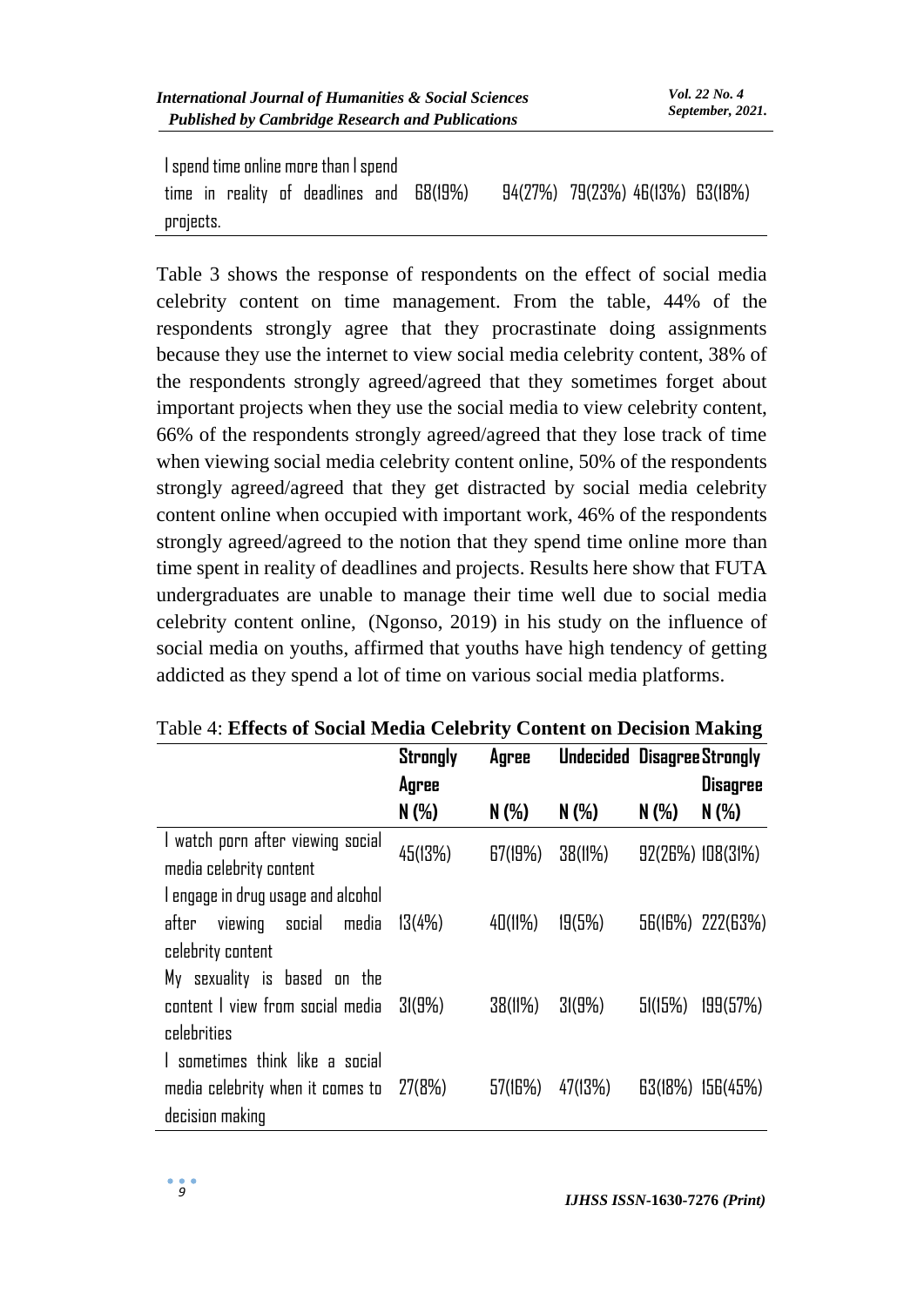| | | | | | |
|---|---|---|---|---|---|
| I spend time online more than I spend time in reality of deadlines and projects. | 68(19%) | 94(27%) | 79(23%) | 46(13%) | 63(18%) |

Table 3 shows the response of respondents on the effect of social media celebrity content on time management. From the table, 44% of the respondents strongly agree that they procrastinate doing assignments because they use the internet to view social media celebrity content, 38% of the respondents strongly agreed/agreed that they sometimes forget about important projects when they use the social media to view celebrity content, 66% of the respondents strongly agreed/agreed that they lose track of time when viewing social media celebrity content online, 50% of the respondents strongly agreed/agreed that they get distracted by social media celebrity content online when occupied with important work, 46% of the respondents strongly agreed/agreed to the notion that they spend time online more than time spent in reality of deadlines and projects. Results here show that FUTA undergraduates are unable to manage their time well due to social media celebrity content online, (Ngonso, 2019) in his study on the influence of social media on youths, affirmed that youths have high tendency of getting addicted as they spend a lot of time on various social media platforms.

Table 4: **Effects of Social Media Celebrity Content on Decision Making**

| | **Strongly Agree** | **Agree** | **Undecided** | **Disagree** | **Strongly Disagree** |
|---|---|---|---|---|---|
| | **N (%)** | **N (%)** | **N (%)** | **N (%)** | **N (%)** |
| I watch porn after viewing social media celebrity content | 45(13%) | 67(19%) | 38(11%) | 92(26%) | 108(31%) |
| I engage in drug usage and alcohol after viewing social media celebrity content | 13(4%) | 40(11%) | 19(5%) | 56(16%) | 222(63%) |
| My sexuality is based on the content I view from social media celebrities | 31(9%) | 38(11%) | 31(9%) | 51(15%) | 199(57%) |
| I sometimes think like a social media celebrity when it comes to decision making | 27(8%) | 57(16%) | 47(13%) | 63(18%) | 156(45%) |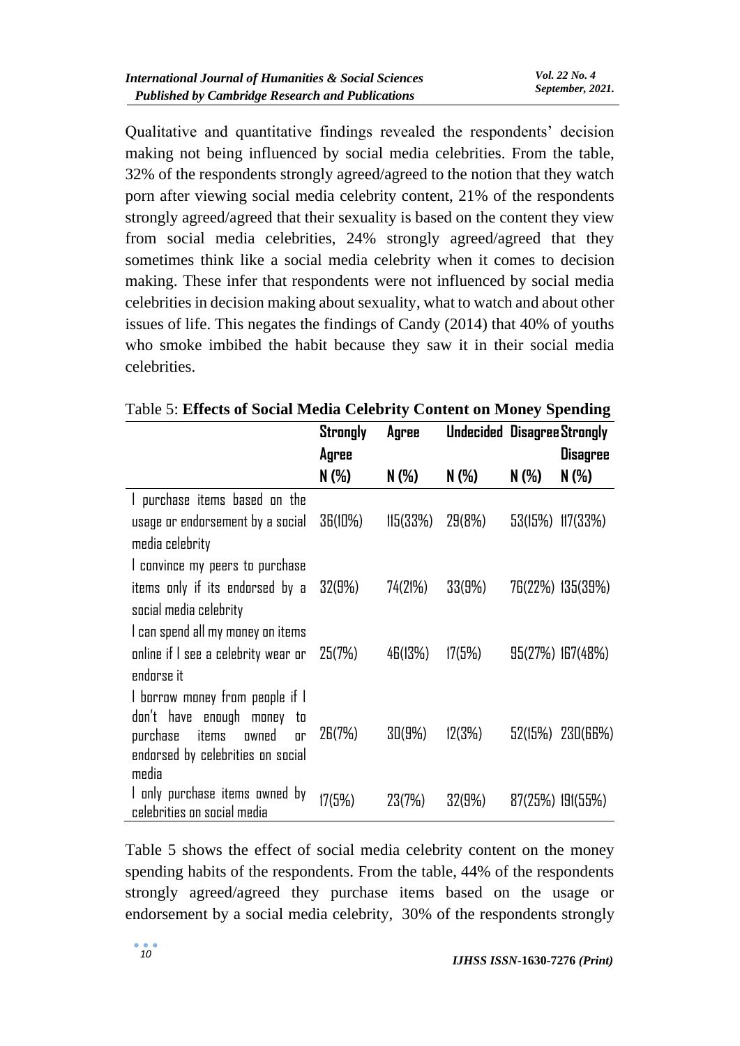Qualitative and quantitative findings revealed the respondents' decision making not being influenced by social media celebrities. From the table, 32% of the respondents strongly agreed/agreed to the notion that they watch porn after viewing social media celebrity content, 21% of the respondents strongly agreed/agreed that their sexuality is based on the content they view from social media celebrities, 24% strongly agreed/agreed that they sometimes think like a social media celebrity when it comes to decision making. These infer that respondents were not influenced by social media celebrities in decision making about sexuality, what to watch and about other issues of life. This negates the findings of Candy (2014) that 40% of youths who smoke imbibed the habit because they saw it in their social media celebrities.

Table 5: **Effects of Social Media Celebrity Content on Money Spending**

| | **Strongly Agree N (%)** | **Agree N (%)** | **Undecided N (%)** | **Disagree N (%)** | **Strongly Disagree N (%)** |
|---|---|---|---|---|---|
| I purchase items based on the usage or endorsement by a social media celebrity | 36(10%) | 115(33%) | 29(8%) | 53(15%) | 117(33%) |
| I convince my peers to purchase items only if its endorsed by a social media celebrity | 32(9%) | 74(21%) | 33(9%) | 76(22%) | 135(39%) |
| I can spend all my money on items online if I see a celebrity wear or endorse it | 25(7%) | 46(13%) | 17(5%) | 95(27%) | 167(48%) |
| I borrow money from people if I don't have enough money to purchase items owned or endorsed by celebrities on social media | 26(7%) | 30(9%) | 12(3%) | 52(15%) | 230(66%) |
| I only purchase items owned by celebrities on social media | 17(5%) | 23(7%) | 32(9%) | 87(25%) | 191(55%) |

Table 5 shows the effect of social media celebrity content on the money spending habits of the respondents. From the table, 44% of the respondents strongly agreed/agreed they purchase items based on the usage or endorsement by a social media celebrity, 30% of the respondents strongly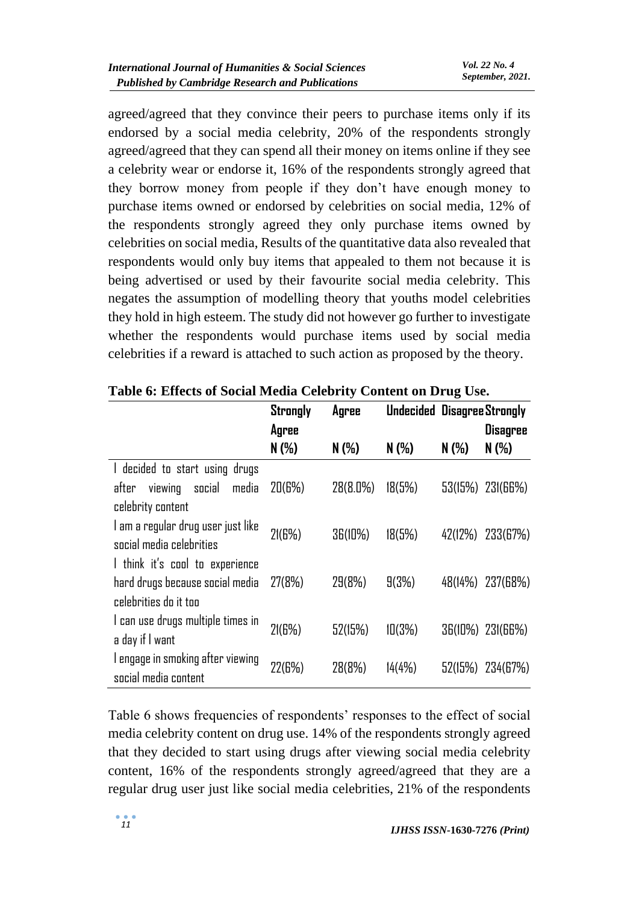agreed/agreed that they convince their peers to purchase items only if its endorsed by a social media celebrity, 20% of the respondents strongly agreed/agreed that they can spend all their money on items online if they see a celebrity wear or endorse it, 16% of the respondents strongly agreed that they borrow money from people if they don't have enough money to purchase items owned or endorsed by celebrities on social media, 12% of the respondents strongly agreed they only purchase items owned by celebrities on social media, Results of the quantitative data also revealed that respondents would only buy items that appealed to them not because it is being advertised or used by their favourite social media celebrity. This negates the assumption of modelling theory that youths model celebrities they hold in high esteem. The study did not however go further to investigate whether the respondents would purchase items used by social media celebrities if a reward is attached to such action as proposed by the theory.

**Table 6: Effects of Social Media Celebrity Content on Drug Use.**

| | Strongly Agree N (%) | Agree N (%) | Undecided N (%) | Disagree N (%) | Strongly Disagree N (%) |
|---|---|---|---|---|---|
| I decided to start using drugs after viewing social media celebrity content | 20(6%) | 28(8.0%) | 18(5%) | 53(15%) | 231(66%) |
| I am a regular drug user just like social media celebrities | 21(6%) | 36(10%) | 18(5%) | 42(12%) | 233(67%) |
| I think it's cool to experience hard drugs because social media celebrities do it too | 27(8%) | 29(8%) | 9(3%) | 48(14%) | 237(68%) |
| I can use drugs multiple times in a day if I want | 21(6%) | 52(15%) | 10(3%) | 36(10%) | 231(66%) |
| I engage in smoking after viewing social media content | 22(6%) | 28(8%) | 14(4%) | 52(15%) | 234(67%) |

Table 6 shows frequencies of respondents' responses to the effect of social media celebrity content on drug use. 14% of the respondents strongly agreed that they decided to start using drugs after viewing social media celebrity content, 16% of the respondents strongly agreed/agreed that they are a regular drug user just like social media celebrities, 21% of the respondents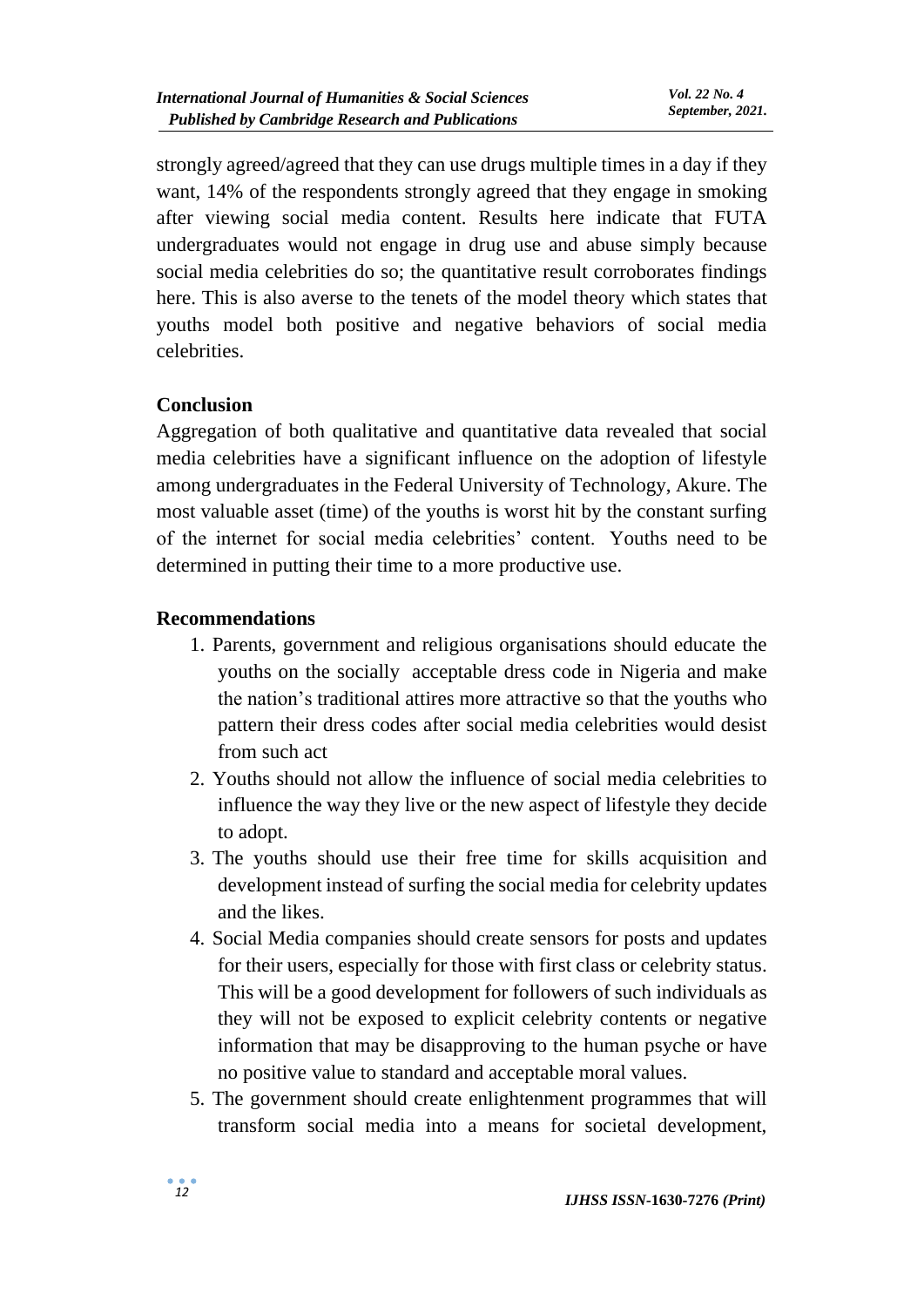strongly agreed/agreed that they can use drugs multiple times in a day if they want, 14% of the respondents strongly agreed that they engage in smoking after viewing social media content. Results here indicate that FUTA undergraduates would not engage in drug use and abuse simply because social media celebrities do so; the quantitative result corroborates findings here. This is also averse to the tenets of the model theory which states that youths model both positive and negative behaviors of social media celebrities.

## Conclusion

Aggregation of both qualitative and quantitative data revealed that social media celebrities have a significant influence on the adoption of lifestyle among undergraduates in the Federal University of Technology, Akure. The most valuable asset (time) of the youths is worst hit by the constant surfing of the internet for social media celebrities' content. Youths need to be determined in putting their time to a more productive use.

## Recommendations

1. Parents, government and religious organisations should educate the youths on the socially acceptable dress code in Nigeria and make the nation's traditional attires more attractive so that the youths who pattern their dress codes after social media celebrities would desist from such act
2. Youths should not allow the influence of social media celebrities to influence the way they live or the new aspect of lifestyle they decide to adopt.
3. The youths should use their free time for skills acquisition and development instead of surfing the social media for celebrity updates and the likes.
4. Social Media companies should create sensors for posts and updates for their users, especially for those with first class or celebrity status. This will be a good development for followers of such individuals as they will not be exposed to explicit celebrity contents or negative information that may be disapproving to the human psyche or have no positive value to standard and acceptable moral values.
5. The government should create enlightenment programmes that will transform social media into a means for societal development,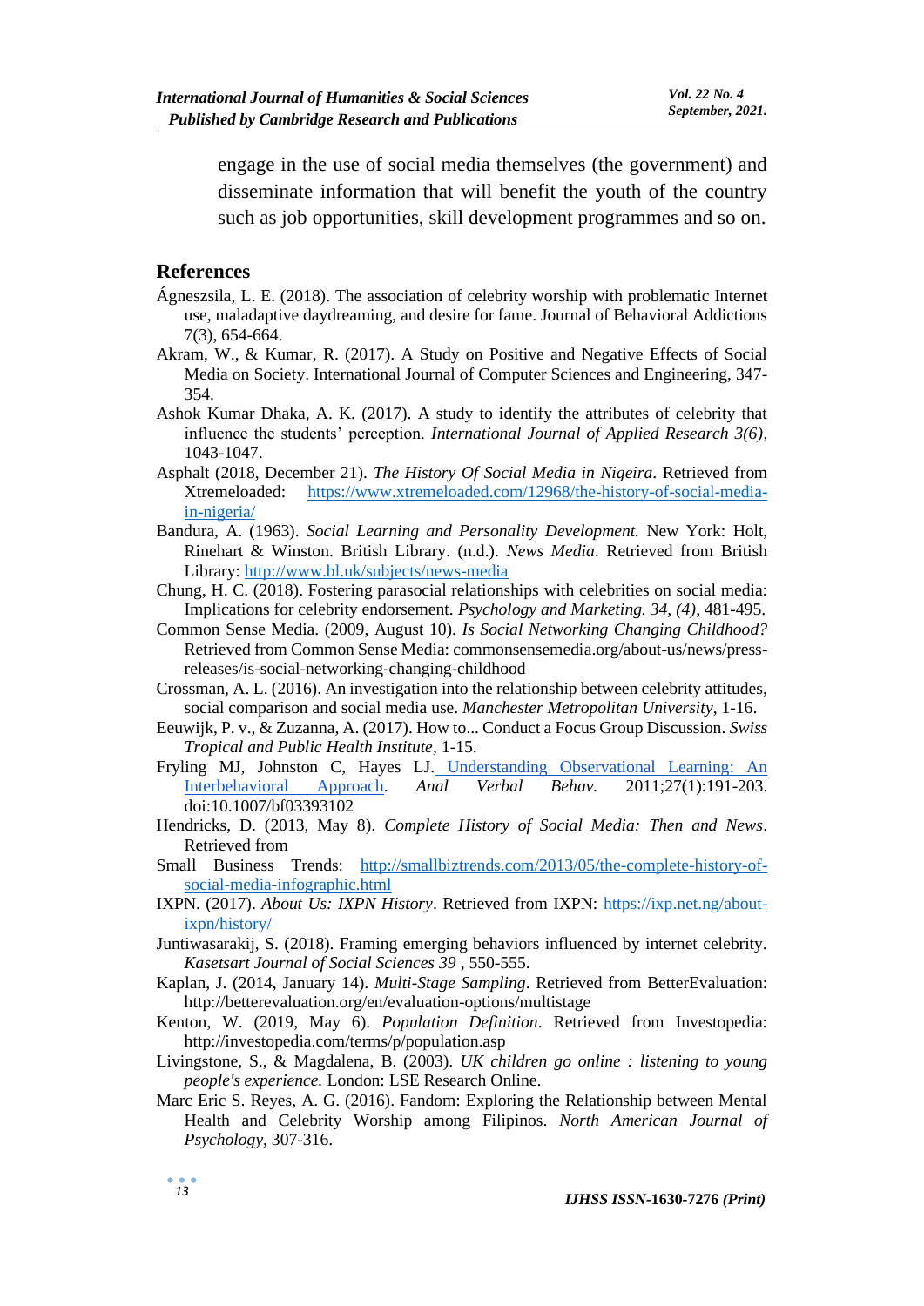engage in the use of social media themselves (the government) and disseminate information that will benefit the youth of the country such as job opportunities, skill development programmes and so on.

## References

Ágneszsila, L. E. (2018). The association of celebrity worship with problematic Internet use, maladaptive daydreaming, and desire for fame. Journal of Behavioral Addictions 7(3), 654-664.

Akram, W., & Kumar, R. (2017). A Study on Positive and Negative Effects of Social Media on Society. International Journal of Computer Sciences and Engineering, 347-354.

Ashok Kumar Dhaka, A. K. (2017). A study to identify the attributes of celebrity that influence the students' perception. *International Journal of Applied Research 3(6)*, 1043-1047.

Asphalt (2018, December 21). *The History Of Social Media in Nigeira*. Retrieved from Xtremeloaded: https://www.xtremeloaded.com/12968/the-history-of-social-media-in-nigeria/

Bandura, A. (1963). *Social Learning and Personality Development.* New York: Holt, Rinehart & Winston. British Library. (n.d.). *News Media*. Retrieved from British Library: http://www.bl.uk/subjects/news-media

Chung, H. C. (2018). Fostering parasocial relationships with celebrities on social media: Implications for celebrity endorsement. *Psychology and Marketing. 34, (4)*, 481-495.

Common Sense Media. (2009, August 10). *Is Social Networking Changing Childhood?* Retrieved from Common Sense Media: commonsensemedia.org/about-us/news/press-releases/is-social-networking-changing-childhood

Crossman, A. L. (2016). An investigation into the relationship between celebrity attitudes, social comparison and social media use. *Manchester Metropolitan University*, 1-16.

Eeuwijk, P. v., & Zuzanna, A. (2017). How to... Conduct a Focus Group Discussion. *Swiss Tropical and Public Health Institute*, 1-15.

Fryling MJ, Johnston C, Hayes LJ. Understanding Observational Learning: An Interbehavioral Approach. *Anal Verbal Behav.* 2011;27(1):191-203. doi:10.1007/bf03393102

Hendricks, D. (2013, May 8). *Complete History of Social Media: Then and News*. Retrieved from

Small Business Trends: http://smallbiztrends.com/2013/05/the-complete-history-of-social-media-infographic.html

IXPN. (2017). *About Us: IXPN History*. Retrieved from IXPN: https://ixp.net.ng/about-ixpn/history/

Juntiwasarakij, S. (2018). Framing emerging behaviors influenced by internet celebrity. *Kasetsart Journal of Social Sciences 39* , 550-555.

Kaplan, J. (2014, January 14). *Multi-Stage Sampling*. Retrieved from BetterEvaluation: http://betterevaluation.org/en/evaluation-options/multistage

Kenton, W. (2019, May 6). *Population Definition*. Retrieved from Investopedia: http://investopedia.com/terms/p/population.asp

Livingstone, S., & Magdalena, B. (2003). *UK children go online : listening to young people's experience.* London: LSE Research Online.

Marc Eric S. Reyes, A. G. (2016). Fandom: Exploring the Relationship between Mental Health and Celebrity Worship among Filipinos. *North American Journal of Psychology*, 307-316.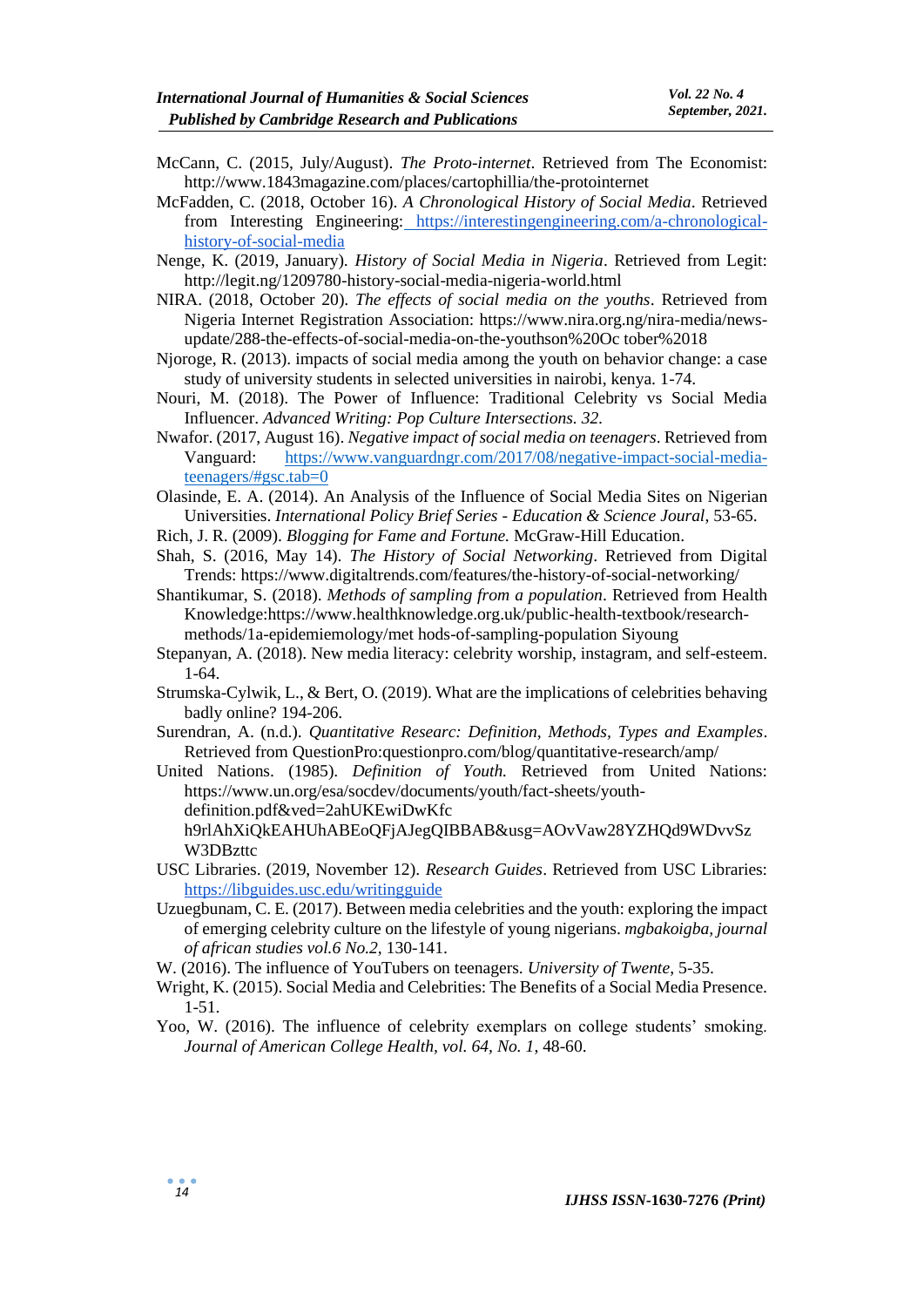McCann, C. (2015, July/August). *The Proto-internet*. Retrieved from The Economist: http://www.1843magazine.com/places/cartophillia/the-protointernet

McFadden, C. (2018, October 16). *A Chronological History of Social Media*. Retrieved from Interesting Engineering: https://interestingengineering.com/a-chronological-history-of-social-media

Nenge, K. (2019, January). *History of Social Media in Nigeria*. Retrieved from Legit: http://legit.ng/1209780-history-social-media-nigeria-world.html

NIRA. (2018, October 20). *The effects of social media on the youths*. Retrieved from Nigeria Internet Registration Association: https://www.nira.org.ng/nira-media/news-update/288-the-effects-of-social-media-on-the-youthson%20Oc tober%2018

Njoroge, R. (2013). impacts of social media among the youth on behavior change: a case study of university students in selected universities in nairobi, kenya. 1-74.

Nouri, M. (2018). The Power of Influence: Traditional Celebrity vs Social Media Influencer. *Advanced Writing: Pop Culture Intersections. 32*.

Nwafor. (2017, August 16). *Negative impact of social media on teenagers*. Retrieved from Vanguard: https://www.vanguardngr.com/2017/08/negative-impact-social-media-teenagers/#gsc.tab=0

Olasinde, E. A. (2014). An Analysis of the Influence of Social Media Sites on Nigerian Universities. *International Policy Brief Series - Education & Science Joural*, 53-65.

Rich, J. R. (2009). *Blogging for Fame and Fortune*. McGraw-Hill Education.

Shah, S. (2016, May 14). *The History of Social Networking*. Retrieved from Digital Trends: https://www.digitaltrends.com/features/the-history-of-social-networking/

Shantikumar, S. (2018). *Methods of sampling from a population*. Retrieved from Health Knowledge:https://www.healthknowledge.org.uk/public-health-textbook/research-methods/1a-epidemiemology/met hods-of-sampling-population Siyoung

Stepanyan, A. (2018). New media literacy: celebrity worship, instagram, and self-esteem. 1-64.

Strumska-Cylwik, L., & Bert, O. (2019). What are the implications of celebrities behaving badly online? 194-206.

Surendran, A. (n.d.). *Quantitative Researc: Definition, Methods, Types and Examples*. Retrieved from QuestionPro:questionpro.com/blog/quantitative-research/amp/

United Nations. (1985). *Definition of Youth.* Retrieved from United Nations: https://www.un.org/esa/socdev/documents/youth/fact-sheets/youth-definition.pdf&ved=2ahUKEwiDwKfc h9rlAhXiQkEAHUhABEoQFjAJegQIBBAB&usg=AOvVaw28YZHQd9WDvvSz W3DBzttc

USC Libraries. (2019, November 12). *Research Guides*. Retrieved from USC Libraries: https://libguides.usc.edu/writingguide

Uzuegbunam, C. E. (2017). Between media celebrities and the youth: exploring the impact of emerging celebrity culture on the lifestyle of young nigerians. *mgbakoigba, journal of african studies vol.6 No.2*, 130-141.

W. (2016). The influence of YouTubers on teenagers. *University of Twente*, 5-35.

Wright, K. (2015). Social Media and Celebrities: The Benefits of a Social Media Presence. 1-51.

Yoo, W. (2016). The influence of celebrity exemplars on college students' smoking. *Journal of American College Health, vol. 64, No. 1*, 48-60.